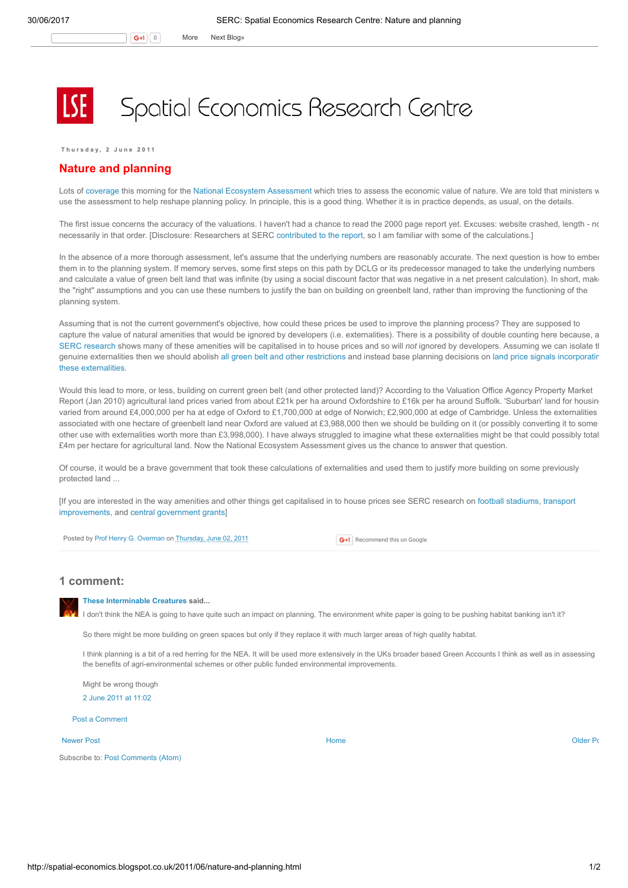# Spatial Economics Research Centre

Thursday, 2 June 2011

## Nature and planning

Lots of coverage this morning for the National Ecosystem Assessment which tries to assess the economic value of nature. We are told that ministers w use the assessment to help reshape planning policy. In principle, this is a good thing. Whether it is in practice depends, as usual, on the details.

The first issue concerns the accuracy of the valuations. I haven't had a chance to read the 2000 page report yet. Excuses: website crashed, length - nc necessarily in that order. [Disclosure: Researchers at SERC contributed to the report, so I am familiar with some of the calculations.]

In the absence of a more thorough assessment, let's assume that the underlying numbers are reasonably accurate. The next question is how to embe them in to the planning system. If memory serves, some first steps on this path by DCLG or its predecessor managed to take the underlying numbers and calculate a value of green belt land that was infinite (by using a social discount factor that was negative in a net present calculation). In short, mak the "right" assumptions and you can use these numbers to justify the ban on building on greenbelt land, rather than improving the functioning of the planning system.

Assuming that is not the current government's objective, how could these prices be used to improve the planning process? They are supposed to capture the value of natural amenities that would be ignored by developers (i.e. externalities). There is a possibility of double counting here because, a SERC research shows many of these amenities will be capitalised in to house prices and so will *not* ignored by developers. Assuming we can isolate t genuine externalities then we should abolish all green belt and other restrictions and instead base planning decisions on land price signals incorporatir these externalities.

Would this lead to more, or less, building on current green belt (and other protected land)? According to the Valuation Office Agency Property Market Report (Jan 2010) agricultural land prices varied from about £21k per ha around Oxfordshire to £16k per ha around Suffolk. 'Suburban' land for housin varied from around £4,000,000 per ha at edge of Oxford to £1,700,000 at edge of Norwich; £2,900,000 at edge of Cambridge. Unless the externalities associated with one hectare of greenbelt land near Oxford are valued at £3,988,000 then we should be building on it (or possibly converting it to some other use with externalities worth more than £3,998,000). I have always struggled to imagine what these externalities might be that could possibly total £4m per hectare for agricultural land. Now the National Ecosystem Assessment gives us the chance to answer that question.

Of course, it would be a brave government that took these calculations of externalities and used them to justify more building on some previously protected land ...

[If you are interested in the way amenities and other things get capitalised in to house prices see SERC research on football stadiums, transport improvements, and central government grants]

Posted by Prof Henry G. Overman on Thursday, June 02, 2011

Recommend this on Google

## 1 comment:

**These Interminable Creatures** said...

I don't think the NEA is going to have quite such an impact on planning. The environment white paper is going to be pushing habitat banking isn't it?

So there might be more building on green spaces but only if they replace it with much larger areas of high quality habitat.

I think planning is a bit of a red herring for the NEA. It will be used more extensively in the UKs broader based Green Accounts I think as well as in assessing the benefits of agri-environmental schemes or other public funded environmental improvements.

Might be wrong though

2 June 2011 at 11:02

Post a Comment

Newer Post | Home | Older Pc

Subscribe to: Post Comments (Atom)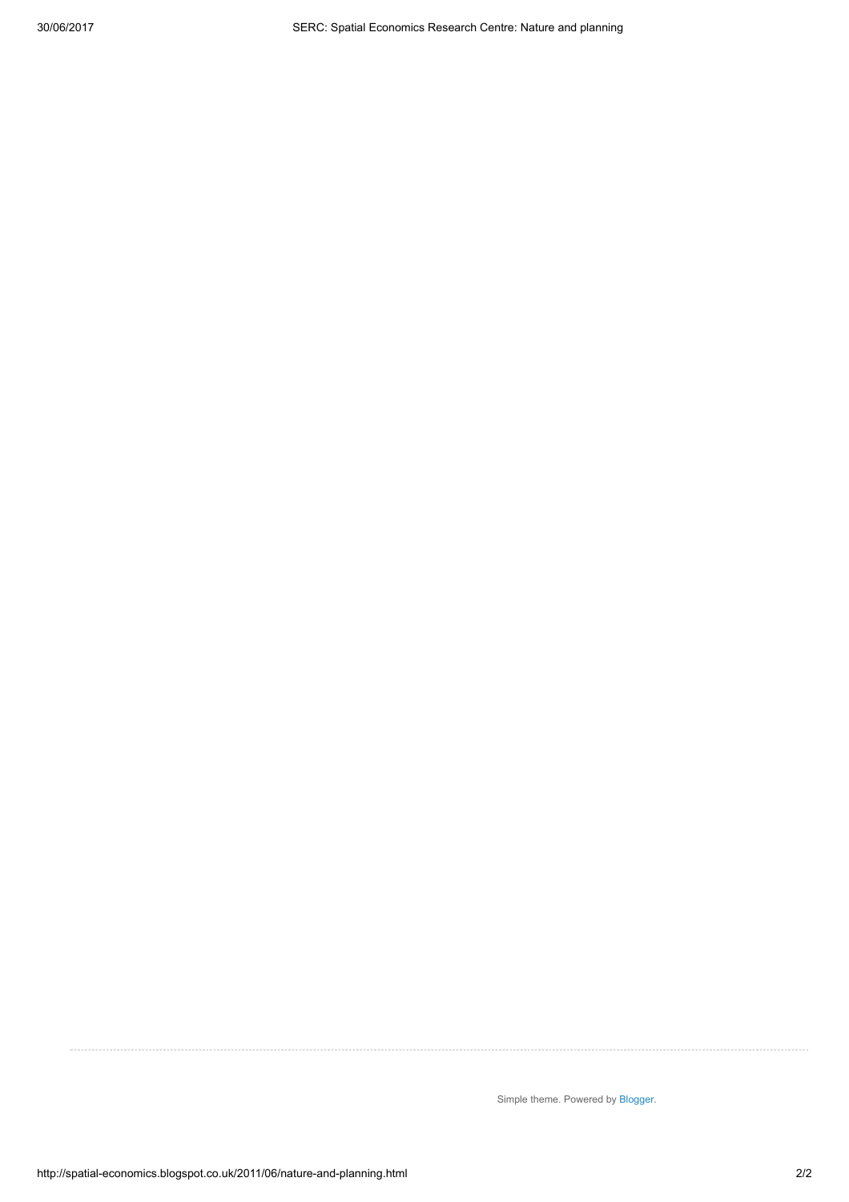Simple theme. Powered by Blogger.